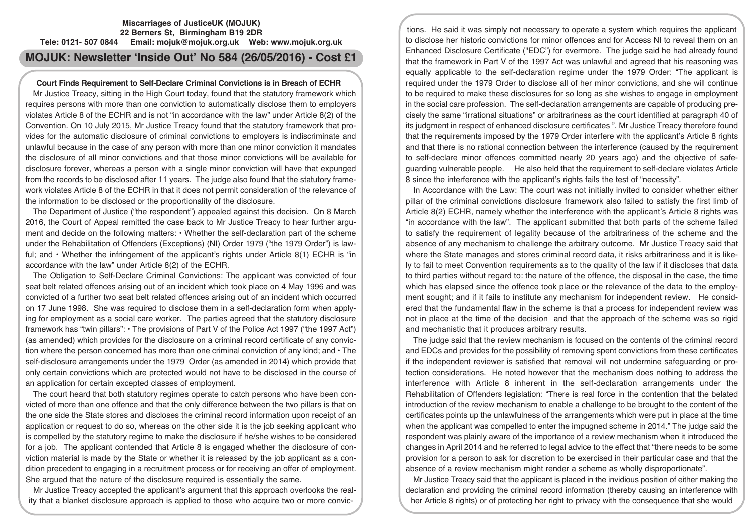**Miscarriages of JusticeUK (MOJUK)**
**22 Berners St, Birmingham B19 2DR**
**Tele: 0121- 507 0844 Email: mojuk@mojuk.org.uk Web: www.mojuk.org.uk**

# MOJUK: Newsletter 'Inside Out' No 584 (26/05/2016) - Cost £1

## Court Finds Requirement to Self-Declare Criminal Convictions is in Breach of ECHR

Mr Justice Treacy, sitting in the High Court today, found that the statutory framework which requires persons with more than one conviction to automatically disclose them to employers violates Article 8 of the ECHR and is not "in accordance with the law" under Article 8(2) of the Convention. On 10 July 2015, Mr Justice Treacy found that the statutory framework that provides for the automatic disclosure of criminal convictions to employers is indiscriminate and unlawful because in the case of any person with more than one minor conviction it mandates the disclosure of all minor convictions and that those minor convictions will be available for disclosure forever, whereas a person with a single minor conviction will have that expunged from the records to be disclosed after 11 years. The judge also found that the statutory framework violates Article 8 of the ECHR in that it does not permit consideration of the relevance of the information to be disclosed or the proportionality of the disclosure.

The Department of Justice ("the respondent") appealed against this decision. On 8 March 2016, the Court of Appeal remitted the case back to Mr Justice Treacy to hear further argument and decide on the following matters: • Whether the self-declaration part of the scheme under the Rehabilitation of Offenders (Exceptions) (NI) Order 1979 ("the 1979 Order") is lawful; and • Whether the infringement of the applicant's rights under Article 8(1) ECHR is "in accordance with the law" under Article 8(2) of the ECHR.

The Obligation to Self-Declare Criminal Convictions: The applicant was convicted of four seat belt related offences arising out of an incident which took place on 4 May 1996 and was convicted of a further two seat belt related offences arising out of an incident which occurred on 17 June 1998. She was required to disclose them in a self-declaration form when applying for employment as a social care worker. The parties agreed that the statutory disclosure framework has "twin pillars": • The provisions of Part V of the Police Act 1997 ("the 1997 Act") (as amended) which provides for the disclosure on a criminal record certificate of any conviction where the person concerned has more than one criminal conviction of any kind; and • The self-disclosure arrangements under the 1979 Order (as amended in 2014) which provide that only certain convictions which are protected would not have to be disclosed in the course of an application for certain excepted classes of employment.

The court heard that both statutory regimes operate to catch persons who have been convicted of more than one offence and that the only difference between the two pillars is that on the one side the State stores and discloses the criminal record information upon receipt of an application or request to do so, whereas on the other side it is the job seeking applicant who is compelled by the statutory regime to make the disclosure if he/she wishes to be considered for a job. The applicant contended that Article 8 is engaged whether the disclosure of conviction material is made by the State or whether it is released by the job applicant as a condition precedent to engaging in a recruitment process or for receiving an offer of employment. She argued that the nature of the disclosure required is essentially the same.

Mr Justice Treacy accepted the applicant's argument that this approach overlooks the reality that a blanket disclosure approach is applied to those who acquire two or more convictions. He said it was simply not necessary to operate a system which requires the applicant to disclose her historic convictions for minor offences and for Access NI to reveal them on an Enhanced Disclosure Certificate ("EDC") for evermore. The judge said he had already found that the framework in Part V of the 1997 Act was unlawful and agreed that his reasoning was equally applicable to the self-declaration regime under the 1979 Order: "The applicant is required under the 1979 Order to disclose all of her minor convictions, and she will continue to be required to make these disclosures for so long as she wishes to engage in employment in the social care profession. The self-declaration arrangements are capable of producing precisely the same "irrational situations" or arbitrariness as the court identified at paragraph 40 of its judgment in respect of enhanced disclosure certificates ". Mr Justice Treacy therefore found that the requirements imposed by the 1979 Order interfere with the applicant's Article 8 rights and that there is no rational connection between the interference (caused by the requirement to self-declare minor offences committed nearly 20 years ago) and the objective of safeguarding vulnerable people. He also held that the requirement to self-declare violates Article 8 since the interference with the applicant's rights fails the test of "necessity".

In Accordance with the Law: The court was not initially invited to consider whether either pillar of the criminal convictions disclosure framework also failed to satisfy the first limb of Article 8(2) ECHR, namely whether the interference with the applicant's Article 8 rights was "in accordance with the law". The applicant submitted that both parts of the scheme failed to satisfy the requirement of legality because of the arbitrariness of the scheme and the absence of any mechanism to challenge the arbitrary outcome. Mr Justice Treacy said that where the State manages and stores criminal record data, it risks arbitrariness and it is likely to fail to meet Convention requirements as to the quality of the law if it discloses that data to third parties without regard to: the nature of the offence, the disposal in the case, the time which has elapsed since the offence took place or the relevance of the data to the employment sought; and if it fails to institute any mechanism for independent review. He considered that the fundamental flaw in the scheme is that a process for independent review was not in place at the time of the decision and that the approach of the scheme was so rigid and mechanistic that it produces arbitrary results.

The judge said that the review mechanism is focused on the contents of the criminal record and EDCs and provides for the possibility of removing spent convictions from these certificates if the independent reviewer is satisfied that removal will not undermine safeguarding or protection considerations. He noted however that the mechanism does nothing to address the interference with Article 8 inherent in the self-declaration arrangements under the Rehabilitation of Offenders legislation: "There is real force in the contention that the belated introduction of the review mechanism to enable a challenge to be brought to the content of the certificates points up the unlawfulness of the arrangements which were put in place at the time when the applicant was compelled to enter the impugned scheme in 2014." The judge said the respondent was plainly aware of the importance of a review mechanism when it introduced the changes in April 2014 and he referred to legal advice to the effect that "there needs to be some provision for a person to ask for discretion to be exercised in their particular case and that the absence of a review mechanism might render a scheme as wholly disproportionate".

Mr Justice Treacy said that the applicant is placed in the invidious position of either making the declaration and providing the criminal record information (thereby causing an interference with her Article 8 rights) or of protecting her right to privacy with the consequence that she would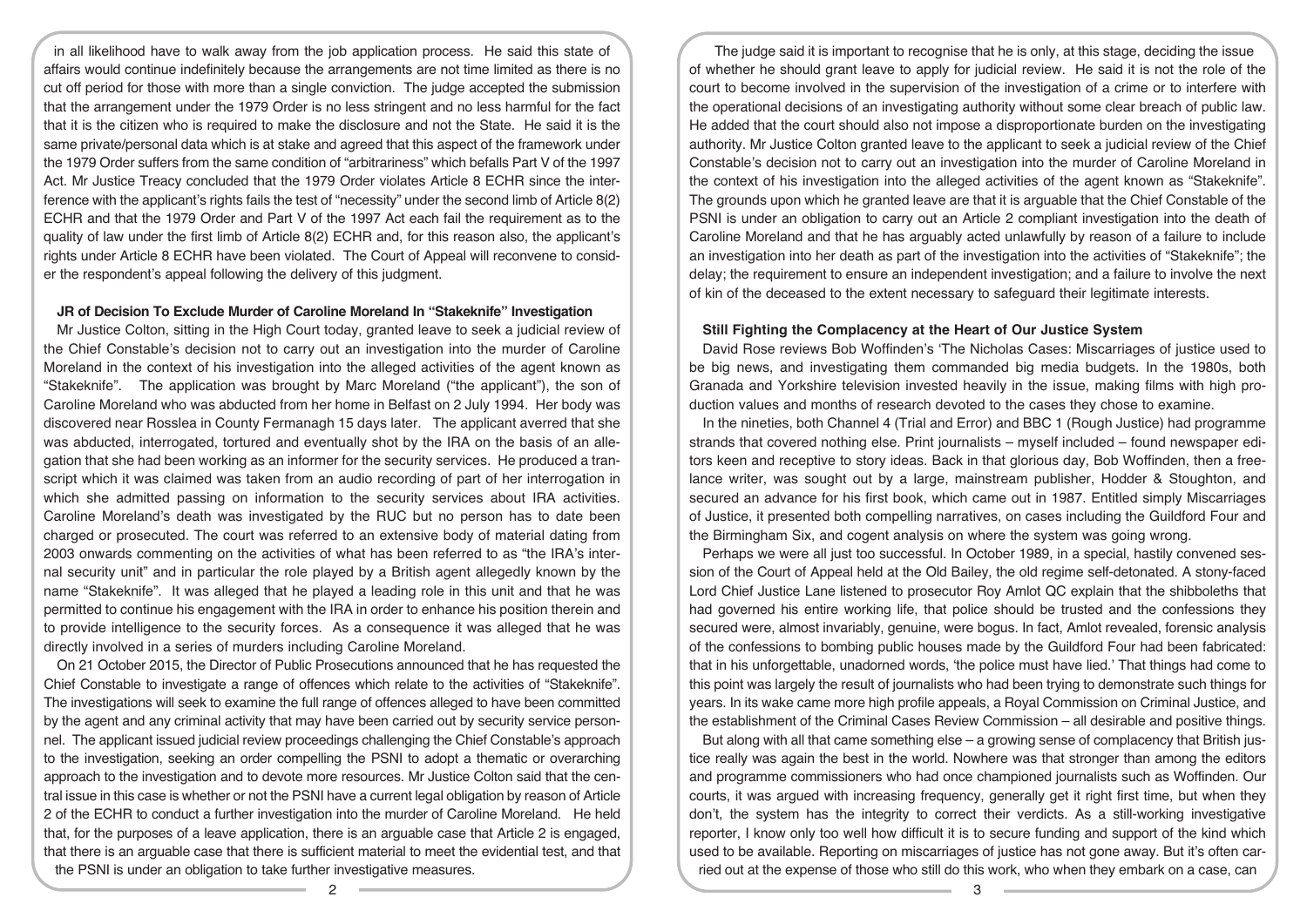in all likelihood have to walk away from the job application process. He said this state of affairs would continue indefinitely because the arrangements are not time limited as there is no cut off period for those with more than a single conviction. The judge accepted the submission that the arrangement under the 1979 Order is no less stringent and no less harmful for the fact that it is the citizen who is required to make the disclosure and not the State. He said it is the same private/personal data which is at stake and agreed that this aspect of the framework under the 1979 Order suffers from the same condition of "arbitrariness" which befalls Part V of the 1997 Act. Mr Justice Treacy concluded that the 1979 Order violates Article 8 ECHR since the interference with the applicant's rights fails the test of "necessity" under the second limb of Article 8(2) ECHR and that the 1979 Order and Part V of the 1997 Act each fail the requirement as to the quality of law under the first limb of Article 8(2) ECHR and, for this reason also, the applicant's rights under Article 8 ECHR have been violated. The Court of Appeal will reconvene to consider the respondent's appeal following the delivery of this judgment.

### JR of Decision To Exclude Murder of Caroline Moreland In "Stakeknife" Investigation

Mr Justice Colton, sitting in the High Court today, granted leave to seek a judicial review of the Chief Constable's decision not to carry out an investigation into the murder of Caroline Moreland in the context of his investigation into the alleged activities of the agent known as "Stakeknife". The application was brought by Marc Moreland ("the applicant"), the son of Caroline Moreland who was abducted from her home in Belfast on 2 July 1994. Her body was discovered near Rosslea in County Fermanagh 15 days later. The applicant averred that she was abducted, interrogated, tortured and eventually shot by the IRA on the basis of an allegation that she had been working as an informer for the security services. He produced a transcript which it was claimed was taken from an audio recording of part of her interrogation in which she admitted passing on information to the security services about IRA activities. Caroline Moreland's death was investigated by the RUC but no person has to date been charged or prosecuted. The court was referred to an extensive body of material dating from 2003 onwards commenting on the activities of what has been referred to as "the IRA's internal security unit" and in particular the role played by a British agent allegedly known by the name "Stakeknife". It was alleged that he played a leading role in this unit and that he was permitted to continue his engagement with the IRA in order to enhance his position therein and to provide intelligence to the security forces. As a consequence it was alleged that he was directly involved in a series of murders including Caroline Moreland.

On 21 October 2015, the Director of Public Prosecutions announced that he has requested the Chief Constable to investigate a range of offences which relate to the activities of "Stakeknife". The investigations will seek to examine the full range of offences alleged to have been committed by the agent and any criminal activity that may have been carried out by security service personnel. The applicant issued judicial review proceedings challenging the Chief Constable's approach to the investigation, seeking an order compelling the PSNI to adopt a thematic or overarching approach to the investigation and to devote more resources. Mr Justice Colton said that the central issue in this case is whether or not the PSNI have a current legal obligation by reason of Article 2 of the ECHR to conduct a further investigation into the murder of Caroline Moreland. He held that, for the purposes of a leave application, there is an arguable case that Article 2 is engaged, that there is an arguable case that there is sufficient material to meet the evidential test, and that the PSNI is under an obligation to take further investigative measures.

The judge said it is important to recognise that he is only, at this stage, deciding the issue of whether he should grant leave to apply for judicial review. He said it is not the role of the court to become involved in the supervision of the investigation of a crime or to interfere with the operational decisions of an investigating authority without some clear breach of public law. He added that the court should also not impose a disproportionate burden on the investigating authority. Mr Justice Colton granted leave to the applicant to seek a judicial review of the Chief Constable's decision not to carry out an investigation into the murder of Caroline Moreland in the context of his investigation into the alleged activities of the agent known as "Stakeknife". The grounds upon which he granted leave are that it is arguable that the Chief Constable of the PSNI is under an obligation to carry out an Article 2 compliant investigation into the death of Caroline Moreland and that he has arguably acted unlawfully by reason of a failure to include an investigation into her death as part of the investigation into the activities of "Stakeknife"; the delay; the requirement to ensure an independent investigation; and a failure to involve the next of kin of the deceased to the extent necessary to safeguard their legitimate interests.

### Still Fighting the Complacency at the Heart of Our Justice System

David Rose reviews Bob Woffinden's 'The Nicholas Cases: Miscarriages of justice used to be big news, and investigating them commanded big media budgets. In the 1980s, both Granada and Yorkshire television invested heavily in the issue, making films with high production values and months of research devoted to the cases they chose to examine.

In the nineties, both Channel 4 (Trial and Error) and BBC 1 (Rough Justice) had programme strands that covered nothing else. Print journalists – myself included – found newspaper editors keen and receptive to story ideas. Back in that glorious day, Bob Woffinden, then a freelance writer, was sought out by a large, mainstream publisher, Hodder & Stoughton, and secured an advance for his first book, which came out in 1987. Entitled simply Miscarriages of Justice, it presented both compelling narratives, on cases including the Guildford Four and the Birmingham Six, and cogent analysis on where the system was going wrong.

Perhaps we were all just too successful. In October 1989, in a special, hastily convened session of the Court of Appeal held at the Old Bailey, the old regime self-detonated. A stony-faced Lord Chief Justice Lane listened to prosecutor Roy Amlot QC explain that the shibboleths that had governed his entire working life, that police should be trusted and the confessions they secured were, almost invariably, genuine, were bogus. In fact, Amlot revealed, forensic analysis of the confessions to bombing public houses made by the Guildford Four had been fabricated: that in his unforgettable, unadorned words, 'the police must have lied.' That things had come to this point was largely the result of journalists who had been trying to demonstrate such things for years. In its wake came more high profile appeals, a Royal Commission on Criminal Justice, and the establishment of the Criminal Cases Review Commission – all desirable and positive things.

But along with all that came something else – a growing sense of complacency that British justice really was again the best in the world. Nowhere was that stronger than among the editors and programme commissioners who had once championed journalists such as Woffinden. Our courts, it was argued with increasing frequency, generally get it right first time, but when they don't, the system has the integrity to correct their verdicts. As a still-working investigative reporter, I know only too well how difficult it is to secure funding and support of the kind which used to be available. Reporting on miscarriages of justice has not gone away. But it's often carried out at the expense of those who still do this work, who when they embark on a case, can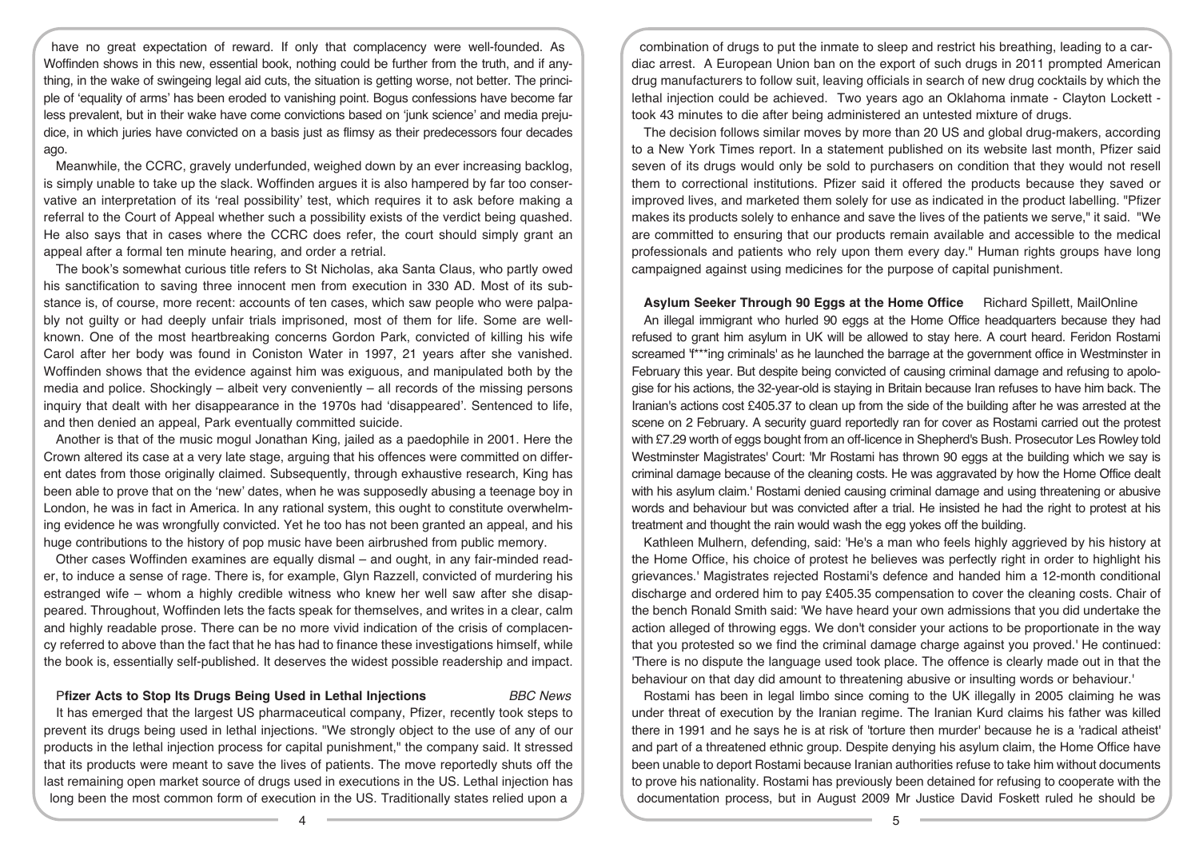have no great expectation of reward. If only that complacency were well-founded. As Woffinden shows in this new, essential book, nothing could be further from the truth, and if anything, in the wake of swingeing legal aid cuts, the situation is getting worse, not better. The principle of 'equality of arms' has been eroded to vanishing point. Bogus confessions have become far less prevalent, but in their wake have come convictions based on 'junk science' and media prejudice, in which juries have convicted on a basis just as flimsy as their predecessors four decades ago.

Meanwhile, the CCRC, gravely underfunded, weighed down by an ever increasing backlog, is simply unable to take up the slack. Woffinden argues it is also hampered by far too conservative an interpretation of its 'real possibility' test, which requires it to ask before making a referral to the Court of Appeal whether such a possibility exists of the verdict being quashed. He also says that in cases where the CCRC does refer, the court should simply grant an appeal after a formal ten minute hearing, and order a retrial.

The book's somewhat curious title refers to St Nicholas, aka Santa Claus, who partly owed his sanctification to saving three innocent men from execution in 330 AD. Most of its substance is, of course, more recent: accounts of ten cases, which saw people who were palpably not guilty or had deeply unfair trials imprisoned, most of them for life. Some are well-known. One of the most heartbreaking concerns Gordon Park, convicted of killing his wife Carol after her body was found in Coniston Water in 1997, 21 years after she vanished. Woffinden shows that the evidence against him was exiguous, and manipulated both by the media and police. Shockingly – albeit very conveniently – all records of the missing persons inquiry that dealt with her disappearance in the 1970s had 'disappeared'. Sentenced to life, and then denied an appeal, Park eventually committed suicide.

Another is that of the music mogul Jonathan King, jailed as a paedophile in 2001. Here the Crown altered its case at a very late stage, arguing that his offences were committed on different dates from those originally claimed. Subsequently, through exhaustive research, King has been able to prove that on the 'new' dates, when he was supposedly abusing a teenage boy in London, he was in fact in America. In any rational system, this ought to constitute overwhelming evidence he was wrongfully convicted. Yet he too has not been granted an appeal, and his huge contributions to the history of pop music have been airbrushed from public memory.

Other cases Woffinden examines are equally dismal – and ought, in any fair-minded reader, to induce a sense of rage. There is, for example, Glyn Razzell, convicted of murdering his estranged wife – whom a highly credible witness who knew her well saw after she disappeared. Throughout, Woffinden lets the facts speak for themselves, and writes in a clear, calm and highly readable prose. There can be no more vivid indication of the crisis of complacency referred to above than the fact that he has had to finance these investigations himself, while the book is, essentially self-published. It deserves the widest possible readership and impact.

## Pfizer Acts to Stop Its Drugs Being Used in Lethal Injections

*BBC News*

It has emerged that the largest US pharmaceutical company, Pfizer, recently took steps to prevent its drugs being used in lethal injections. "We strongly object to the use of any of our products in the lethal injection process for capital punishment," the company said. It stressed that its products were meant to save the lives of patients. The move reportedly shuts off the last remaining open market source of drugs used in executions in the US. Lethal injection has long been the most common form of execution in the US. Traditionally states relied upon a combination of drugs to put the inmate to sleep and restrict his breathing, leading to a cardiac arrest. A European Union ban on the export of such drugs in 2011 prompted American drug manufacturers to follow suit, leaving officials in search of new drug cocktails by which the lethal injection could be achieved. Two years ago an Oklahoma inmate - Clayton Lockett - took 43 minutes to die after being administered an untested mixture of drugs.

The decision follows similar moves by more than 20 US and global drug-makers, according to a New York Times report. In a statement published on its website last month, Pfizer said seven of its drugs would only be sold to purchasers on condition that they would not resell them to correctional institutions. Pfizer said it offered the products because they saved or improved lives, and marketed them solely for use as indicated in the product labelling. "Pfizer makes its products solely to enhance and save the lives of the patients we serve," it said. "We are committed to ensuring that our products remain available and accessible to the medical professionals and patients who rely upon them every day." Human rights groups have long campaigned against using medicines for the purpose of capital punishment.

## Asylum Seeker Through 90 Eggs at the Home Office

Richard Spillett, MailOnline

An illegal immigrant who hurled 90 eggs at the Home Office headquarters because they had refused to grant him asylum in UK will be allowed to stay here. A court heard. Feridon Rostami screamed 'f***ing criminals' as he launched the barrage at the government office in Westminster in February this year. But despite being convicted of causing criminal damage and refusing to apologise for his actions, the 32-year-old is staying in Britain because Iran refuses to have him back. The Iranian's actions cost £405.37 to clean up from the side of the building after he was arrested at the scene on 2 February. A security guard reportedly ran for cover as Rostami carried out the protest with £7.29 worth of eggs bought from an off-licence in Shepherd's Bush. Prosecutor Les Rowley told Westminster Magistrates' Court: 'Mr Rostami has thrown 90 eggs at the building which we say is criminal damage because of the cleaning costs. He was aggravated by how the Home Office dealt with his asylum claim.' Rostami denied causing criminal damage and using threatening or abusive words and behaviour but was convicted after a trial. He insisted he had the right to protest at his treatment and thought the rain would wash the egg yokes off the building.

Kathleen Mulhern, defending, said: 'He's a man who feels highly aggrieved by his history at the Home Office, his choice of protest he believes was perfectly right in order to highlight his grievances.' Magistrates rejected Rostami's defence and handed him a 12-month conditional discharge and ordered him to pay £405.35 compensation to cover the cleaning costs. Chair of the bench Ronald Smith said: 'We have heard your own admissions that you did undertake the action alleged of throwing eggs. We don't consider your actions to be proportionate in the way that you protested so we find the criminal damage charge against you proved.' He continued: 'There is no dispute the language used took place. The offence is clearly made out in that the behaviour on that day did amount to threatening abusive or insulting words or behaviour.'

Rostami has been in legal limbo since coming to the UK illegally in 2005 claiming he was under threat of execution by the Iranian regime. The Iranian Kurd claims his father was killed there in 1991 and he says he is at risk of 'torture then murder' because he is a 'radical atheist' and part of a threatened ethnic group. Despite denying his asylum claim, the Home Office have been unable to deport Rostami because Iranian authorities refuse to take him without documents to prove his nationality. Rostami has previously been detained for refusing to cooperate with the documentation process, but in August 2009 Mr Justice David Foskett ruled he should be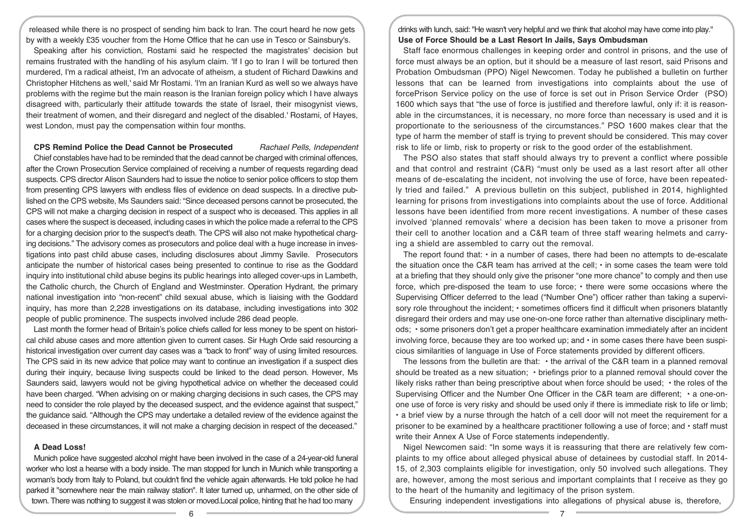released while there is no prospect of sending him back to Iran. The court heard he now gets by with a weekly £35 voucher from the Home Office that he can use in Tesco or Sainsbury's.

Speaking after his conviction, Rostami said he respected the magistrates' decision but remains frustrated with the handling of his asylum claim. 'If I go to Iran I will be tortured then murdered, I'm a radical atheist, I'm an advocate of atheism, a student of Richard Dawkins and Christopher Hitchens as well,' said Mr Rostami. 'I'm an Iranian Kurd as well so we always have problems with the regime but the main reason is the Iranian foreign policy which I have always disagreed with, particularly their attitude towards the state of Israel, their misogynist views, their treatment of women, and their disregard and neglect of the disabled.' Rostami, of Hayes, west London, must pay the compensation within four months.

**CPS Remind Police the Dead Cannot be Prosecuted** *Rachael Pells, Independent*

Chief constables have had to be reminded that the dead cannot be charged with criminal offences, after the Crown Prosecution Service complained of receiving a number of requests regarding dead suspects. CPS director Alison Saunders had to issue the notice to senior police officers to stop them from presenting CPS lawyers with endless files of evidence on dead suspects. In a directive published on the CPS website, Ms Saunders said: "Since deceased persons cannot be prosecuted, the CPS will not make a charging decision in respect of a suspect who is deceased. This applies in all cases where the suspect is deceased, including cases in which the police made a referral to the CPS for a charging decision prior to the suspect's death. The CPS will also not make hypothetical charging decisions." The advisory comes as prosecutors and police deal with a huge increase in investigations into past child abuse cases, including disclosures about Jimmy Savile. Prosecutors anticipate the number of historical cases being presented to continue to rise as the Goddard inquiry into institutional child abuse begins its public hearings into alleged cover-ups in Lambeth, the Catholic church, the Church of England and Westminster. Operation Hydrant, the primary national investigation into "non-recent" child sexual abuse, which is liaising with the Goddard inquiry, has more than 2,228 investigations on its database, including investigations into 302 people of public prominence. The suspects involved include 286 dead people.

Last month the former head of Britain's police chiefs called for less money to be spent on historical child abuse cases and more attention given to current cases. Sir Hugh Orde said resourcing a historical investigation over current day cases was a "back to front" way of using limited resources. The CPS said in its new advice that police may want to continue an investigation if a suspect dies during their inquiry, because living suspects could be linked to the dead person. However, Ms Saunders said, lawyers would not be giving hypothetical advice on whether the deceased could have been charged. "When advising on or making charging decisions in such cases, the CPS may need to consider the role played by the deceased suspect, and the evidence against that suspect," the guidance said. "Although the CPS may undertake a detailed review of the evidence against the deceased in these circumstances, it will not make a charging decision in respect of the deceased."

**A Dead Loss!**

Munich police have suggested alcohol might have been involved in the case of a 24-year-old funeral worker who lost a hearse with a body inside. The man stopped for lunch in Munich while transporting a woman's body from Italy to Poland, but couldn't find the vehicle again afterwards. He told police he had parked it "somewhere near the main railway station". It later turned up, unharmed, on the other side of town. There was nothing to suggest it was stolen or moved.Local police, hinting that he had too many drinks with lunch, said: "He wasn't very helpful and we think that alcohol may have come into play."

**Use of Force Should be a Last Resort In Jails, Says Ombudsman**

Staff face enormous challenges in keeping order and control in prisons, and the use of force must always be an option, but it should be a measure of last resort, said Prisons and Probation Ombudsman (PPO) Nigel Newcomen. Today he published a bulletin on further lessons that can be learned from investigations into complaints about the use of forcePrison Service policy on the use of force is set out in Prison Service Order (PSO) 1600 which says that "the use of force is justified and therefore lawful, only if: it is reasonable in the circumstances, it is necessary, no more force than necessary is used and it is proportionate to the seriousness of the circumstances." PSO 1600 makes clear that the type of harm the member of staff is trying to prevent should be considered. This may cover risk to life or limb, risk to property or risk to the good order of the establishment.

The PSO also states that staff should always try to prevent a conflict where possible and that control and restraint (C&R) "must only be used as a last resort after all other means of de-escalating the incident, not involving the use of force, have been repeatedly tried and failed." A previous bulletin on this subject, published in 2014, highlighted learning for prisons from investigations into complaints about the use of force. Additional lessons have been identified from more recent investigations. A number of these cases involved 'planned removals' where a decision has been taken to move a prisoner from their cell to another location and a C&R team of three staff wearing helmets and carrying a shield are assembled to carry out the removal.

The report found that: • in a number of cases, there had been no attempts to de-escalate the situation once the C&R team has arrived at the cell; • in some cases the team were told at a briefing that they should only give the prisoner "one more chance" to comply and then use force, which pre-disposed the team to use force; • there were some occasions where the Supervising Officer deferred to the lead ("Number One") officer rather than taking a supervisory role throughout the incident; • sometimes officers find it difficult when prisoners blatantly disregard their orders and may use one-on-one force rather than alternative disciplinary methods; • some prisoners don't get a proper healthcare examination immediately after an incident involving force, because they are too worked up; and • in some cases there have been suspicious similarities of language in Use of Force statements provided by different officers.

The lessons from the bulletin are that: • the arrival of the C&R team in a planned removal should be treated as a new situation; • briefings prior to a planned removal should cover the likely risks rather than being prescriptive about when force should be used; • the roles of the Supervising Officer and the Number One Officer in the C&R team are different; • a one-on-one use of force is very risky and should be used only if there is immediate risk to life or limb; • a brief view by a nurse through the hatch of a cell door will not meet the requirement for a prisoner to be examined by a healthcare practitioner following a use of force; and • staff must write their Annex A Use of Force statements independently.

Nigel Newcomen said: "In some ways it is reassuring that there are relatively few complaints to my office about alleged physical abuse of detainees by custodial staff. In 2014-15, of 2,303 complaints eligible for investigation, only 50 involved such allegations. They are, however, among the most serious and important complaints that I receive as they go to the heart of the humanity and legitimacy of the prison system.

Ensuring independent investigations into allegations of physical abuse is, therefore,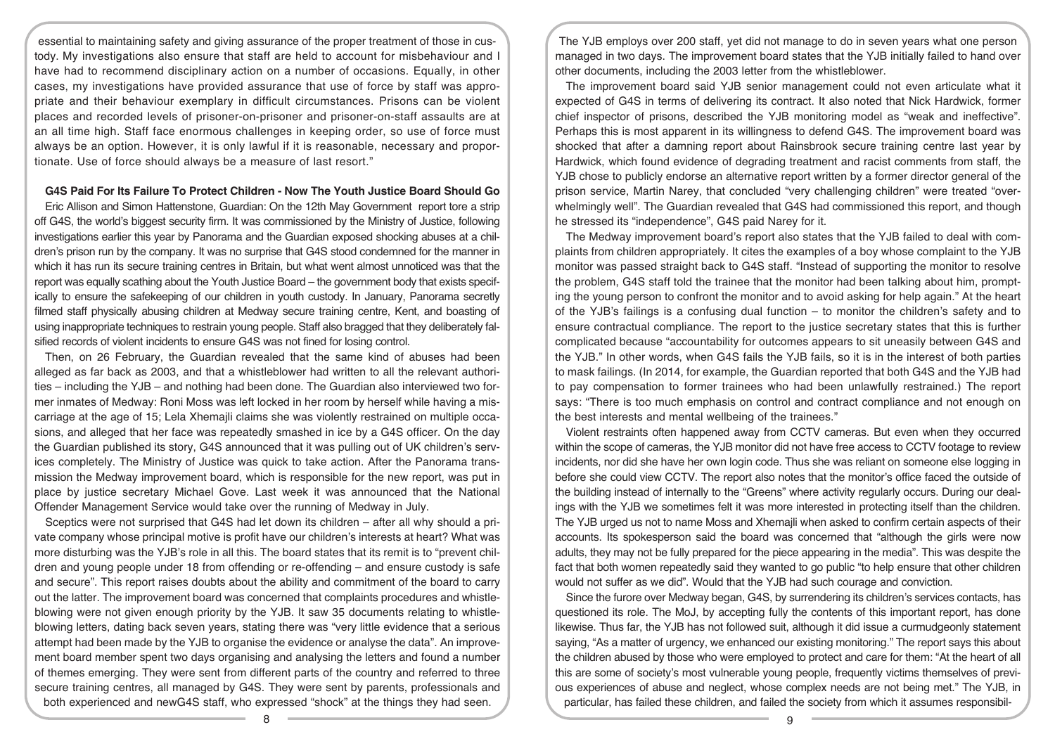essential to maintaining safety and giving assurance of the proper treatment of those in custody. My investigations also ensure that staff are held to account for misbehaviour and I have had to recommend disciplinary action on a number of occasions. Equally, in other cases, my investigations have provided assurance that use of force by staff was appropriate and their behaviour exemplary in difficult circumstances. Prisons can be violent places and recorded levels of prisoner-on-prisoner and prisoner-on-staff assaults are at an all time high. Staff face enormous challenges in keeping order, so use of force must always be an option. However, it is only lawful if it is reasonable, necessary and proportionate. Use of force should always be a measure of last resort."

**G4S Paid For Its Failure To Protect Children - Now The Youth Justice Board Should Go**

Eric Allison and Simon Hattenstone, Guardian: On the 12th May Government report tore a strip off G4S, the world's biggest security firm. It was commissioned by the Ministry of Justice, following investigations earlier this year by Panorama and the Guardian exposed shocking abuses at a children's prison run by the company. It was no surprise that G4S stood condemned for the manner in which it has run its secure training centres in Britain, but what went almost unnoticed was that the report was equally scathing about the Youth Justice Board – the government body that exists specifically to ensure the safekeeping of our children in youth custody. In January, Panorama secretly filmed staff physically abusing children at Medway secure training centre, Kent, and boasting of using inappropriate techniques to restrain young people. Staff also bragged that they deliberately falsified records of violent incidents to ensure G4S was not fined for losing control.

Then, on 26 February, the Guardian revealed that the same kind of abuses had been alleged as far back as 2003, and that a whistleblower had written to all the relevant authorities – including the YJB – and nothing had been done. The Guardian also interviewed two former inmates of Medway: Roni Moss was left locked in her room by herself while having a miscarriage at the age of 15; Lela Xhemajli claims she was violently restrained on multiple occasions, and alleged that her face was repeatedly smashed in ice by a G4S officer. On the day the Guardian published its story, G4S announced that it was pulling out of UK children's services completely. The Ministry of Justice was quick to take action. After the Panorama transmission the Medway improvement board, which is responsible for the new report, was put in place by justice secretary Michael Gove. Last week it was announced that the National Offender Management Service would take over the running of Medway in July.

Sceptics were not surprised that G4S had let down its children – after all why should a private company whose principal motive is profit have our children's interests at heart? What was more disturbing was the YJB's role in all this. The board states that its remit is to "prevent children and young people under 18 from offending or re-offending – and ensure custody is safe and secure". This report raises doubts about the ability and commitment of the board to carry out the latter. The improvement board was concerned that complaints procedures and whistleblowing were not given enough priority by the YJB. It saw 35 documents relating to whistleblowing letters, dating back seven years, stating there was "very little evidence that a serious attempt had been made by the YJB to organise the evidence or analyse the data". An improvement board member spent two days organising and analysing the letters and found a number of themes emerging. They were sent from different parts of the country and referred to three secure training centres, all managed by G4S. They were sent by parents, professionals and both experienced and newG4S staff, who expressed "shock" at the things they had seen.

The YJB employs over 200 staff, yet did not manage to do in seven years what one person managed in two days. The improvement board states that the YJB initially failed to hand over other documents, including the 2003 letter from the whistleblower.

The improvement board said YJB senior management could not even articulate what it expected of G4S in terms of delivering its contract. It also noted that Nick Hardwick, former chief inspector of prisons, described the YJB monitoring model as "weak and ineffective". Perhaps this is most apparent in its willingness to defend G4S. The improvement board was shocked that after a damning report about Rainsbrook secure training centre last year by Hardwick, which found evidence of degrading treatment and racist comments from staff, the YJB chose to publicly endorse an alternative report written by a former director general of the prison service, Martin Narey, that concluded "very challenging children" were treated "overwhelmingly well". The Guardian revealed that G4S had commissioned this report, and though he stressed its "independence", G4S paid Narey for it.

The Medway improvement board's report also states that the YJB failed to deal with complaints from children appropriately. It cites the examples of a boy whose complaint to the YJB monitor was passed straight back to G4S staff. "Instead of supporting the monitor to resolve the problem, G4S staff told the trainee that the monitor had been talking about him, prompting the young person to confront the monitor and to avoid asking for help again." At the heart of the YJB's failings is a confusing dual function – to monitor the children's safety and to ensure contractual compliance. The report to the justice secretary states that this is further complicated because "accountability for outcomes appears to sit uneasily between G4S and the YJB." In other words, when G4S fails the YJB fails, so it is in the interest of both parties to mask failings. (In 2014, for example, the Guardian reported that both G4S and the YJB had to pay compensation to former trainees who had been unlawfully restrained.) The report says: "There is too much emphasis on control and contract compliance and not enough on the best interests and mental wellbeing of the trainees."

Violent restraints often happened away from CCTV cameras. But even when they occurred within the scope of cameras, the YJB monitor did not have free access to CCTV footage to review incidents, nor did she have her own login code. Thus she was reliant on someone else logging in before she could view CCTV. The report also notes that the monitor's office faced the outside of the building instead of internally to the "Greens" where activity regularly occurs. During our dealings with the YJB we sometimes felt it was more interested in protecting itself than the children. The YJB urged us not to name Moss and Xhemajli when asked to confirm certain aspects of their accounts. Its spokesperson said the board was concerned that "although the girls were now adults, they may not be fully prepared for the piece appearing in the media". This was despite the fact that both women repeatedly said they wanted to go public "to help ensure that other children would not suffer as we did". Would that the YJB had such courage and conviction.

Since the furore over Medway began, G4S, by surrendering its children's services contacts, has questioned its role. The MoJ, by accepting fully the contents of this important report, has done likewise. Thus far, the YJB has not followed suit, although it did issue a curmudgeonly statement saying, "As a matter of urgency, we enhanced our existing monitoring." The report says this about the children abused by those who were employed to protect and care for them: "At the heart of all this are some of society's most vulnerable young people, frequently victims themselves of previous experiences of abuse and neglect, whose complex needs are not being met." The YJB, in particular, has failed these children, and failed the society from which it assumes responsibil-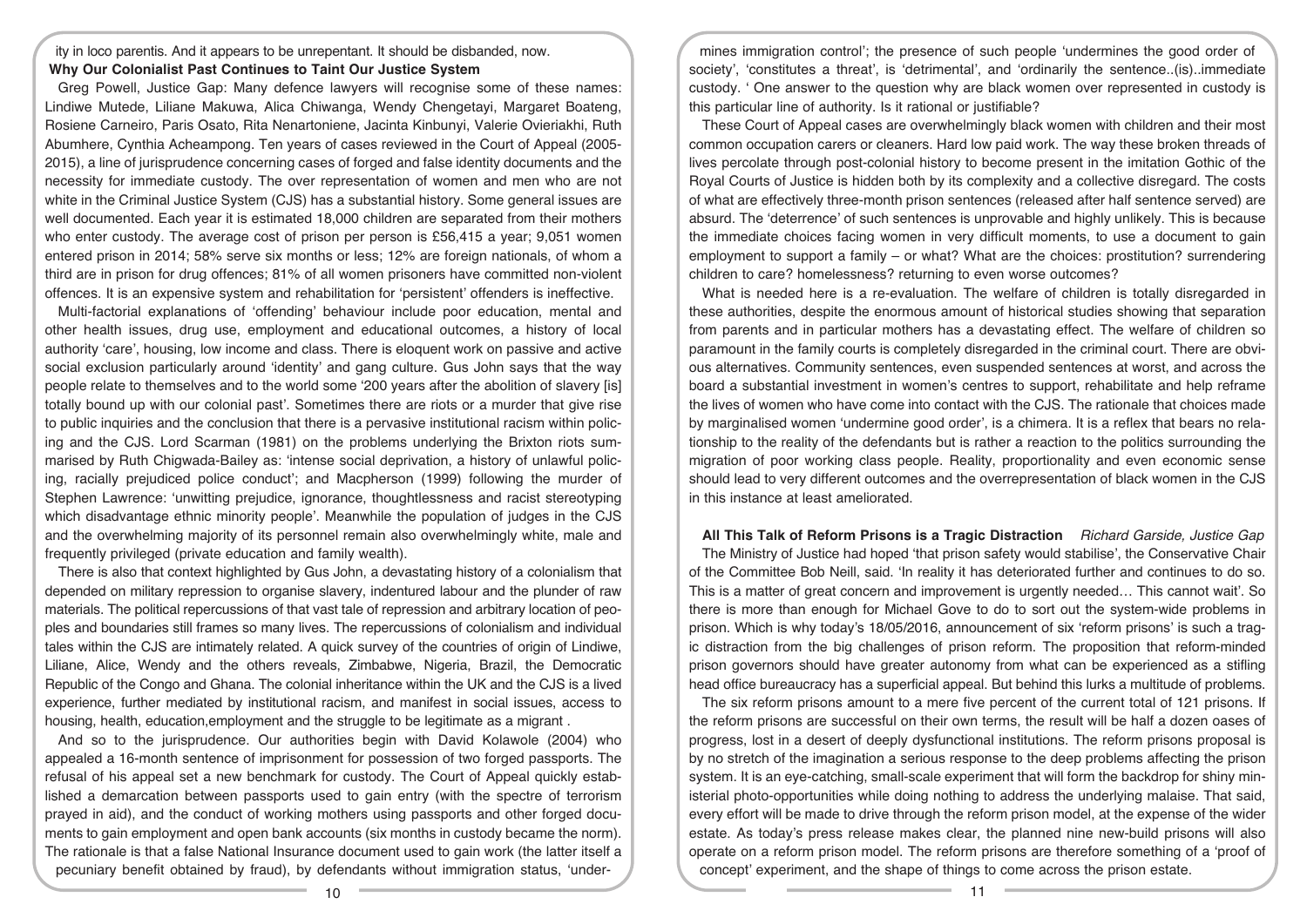ity in loco parentis. And it appears to be unrepentant. It should be disbanded, now.

**Why Our Colonialist Past Continues to Taint Our Justice System**

Greg Powell, Justice Gap: Many defence lawyers will recognise some of these names: Lindiwe Mutede, Liliane Makuwa, Alica Chiwanga, Wendy Chengetayi, Margaret Boateng, Rosiene Carneiro, Paris Osato, Rita Nenartoniene, Jacinta Kinbunyi, Valerie Ovieriakhi, Ruth Abumhere, Cynthia Acheampong. Ten years of cases reviewed in the Court of Appeal (2005-2015), a line of jurisprudence concerning cases of forged and false identity documents and the necessity for immediate custody. The over representation of women and men who are not white in the Criminal Justice System (CJS) has a substantial history. Some general issues are well documented. Each year it is estimated 18,000 children are separated from their mothers who enter custody. The average cost of prison per person is £56,415 a year; 9,051 women entered prison in 2014; 58% serve six months or less; 12% are foreign nationals, of whom a third are in prison for drug offences; 81% of all women prisoners have committed non-violent offences. It is an expensive system and rehabilitation for 'persistent' offenders is ineffective.

Multi-factorial explanations of 'offending' behaviour include poor education, mental and other health issues, drug use, employment and educational outcomes, a history of local authority 'care', housing, low income and class. There is eloquent work on passive and active social exclusion particularly around 'identity' and gang culture. Gus John says that the way people relate to themselves and to the world some '200 years after the abolition of slavery [is] totally bound up with our colonial past'. Sometimes there are riots or a murder that give rise to public inquiries and the conclusion that there is a pervasive institutional racism within policing and the CJS. Lord Scarman (1981) on the problems underlying the Brixton riots summarised by Ruth Chigwada-Bailey as: 'intense social deprivation, a history of unlawful policing, racially prejudiced police conduct'; and Macpherson (1999) following the murder of Stephen Lawrence: 'unwitting prejudice, ignorance, thoughtlessness and racist stereotyping which disadvantage ethnic minority people'. Meanwhile the population of judges in the CJS and the overwhelming majority of its personnel remain also overwhelmingly white, male and frequently privileged (private education and family wealth).

There is also that context highlighted by Gus John, a devastating history of a colonialism that depended on military repression to organise slavery, indentured labour and the plunder of raw materials. The political repercussions of that vast tale of repression and arbitrary location of peoples and boundaries still frames so many lives. The repercussions of colonialism and individual tales within the CJS are intimately related. A quick survey of the countries of origin of Lindiwe, Liliane, Alice, Wendy and the others reveals, Zimbabwe, Nigeria, Brazil, the Democratic Republic of the Congo and Ghana. The colonial inheritance within the UK and the CJS is a lived experience, further mediated by institutional racism, and manifest in social issues, access to housing, health, education,employment and the struggle to be legitimate as a migrant .

And so to the jurisprudence. Our authorities begin with David Kolawole (2004) who appealed a 16-month sentence of imprisonment for possession of two forged passports. The refusal of his appeal set a new benchmark for custody. The Court of Appeal quickly established a demarcation between passports used to gain entry (with the spectre of terrorism prayed in aid), and the conduct of working mothers using passports and other forged documents to gain employment and open bank accounts (six months in custody became the norm). The rationale is that a false National Insurance document used to gain work (the latter itself a pecuniary benefit obtained by fraud), by defendants without immigration status, 'undermines immigration control'; the presence of such people 'undermines the good order of society', 'constitutes a threat', is 'detrimental', and 'ordinarily the sentence..(is)..immediate custody. ' One answer to the question why are black women over represented in custody is this particular line of authority. Is it rational or justifiable?

These Court of Appeal cases are overwhelmingly black women with children and their most common occupation carers or cleaners. Hard low paid work. The way these broken threads of lives percolate through post-colonial history to become present in the imitation Gothic of the Royal Courts of Justice is hidden both by its complexity and a collective disregard. The costs of what are effectively three-month prison sentences (released after half sentence served) are absurd. The 'deterrence' of such sentences is unprovable and highly unlikely. This is because the immediate choices facing women in very difficult moments, to use a document to gain employment to support a family – or what? What are the choices: prostitution? surrendering children to care? homelessness? returning to even worse outcomes?

What is needed here is a re-evaluation. The welfare of children is totally disregarded in these authorities, despite the enormous amount of historical studies showing that separation from parents and in particular mothers has a devastating effect. The welfare of children so paramount in the family courts is completely disregarded in the criminal court. There are obvious alternatives. Community sentences, even suspended sentences at worst, and across the board a substantial investment in women's centres to support, rehabilitate and help reframe the lives of women who have come into contact with the CJS. The rationale that choices made by marginalised women 'undermine good order', is a chimera. It is a reflex that bears no relationship to the reality of the defendants but is rather a reaction to the politics surrounding the migration of poor working class people. Reality, proportionality and even economic sense should lead to very different outcomes and the overrepresentation of black women in the CJS in this instance at least ameliorated.

**All This Talk of Reform Prisons is a Tragic Distraction** *Richard Garside, Justice Gap*

The Ministry of Justice had hoped 'that prison safety would stabilise', the Conservative Chair of the Committee Bob Neill, said. 'In reality it has deteriorated further and continues to do so. This is a matter of great concern and improvement is urgently needed… This cannot wait'. So there is more than enough for Michael Gove to do to sort out the system-wide problems in prison. Which is why today's 18/05/2016, announcement of six 'reform prisons' is such a tragic distraction from the big challenges of prison reform. The proposition that reform-minded prison governors should have greater autonomy from what can be experienced as a stifling head office bureaucracy has a superficial appeal. But behind this lurks a multitude of problems.

The six reform prisons amount to a mere five percent of the current total of 121 prisons. If the reform prisons are successful on their own terms, the result will be half a dozen oases of progress, lost in a desert of deeply dysfunctional institutions. The reform prisons proposal is by no stretch of the imagination a serious response to the deep problems affecting the prison system. It is an eye-catching, small-scale experiment that will form the backdrop for shiny ministerial photo-opportunities while doing nothing to address the underlying malaise. That said, every effort will be made to drive through the reform prison model, at the expense of the wider estate. As today's press release makes clear, the planned nine new-build prisons will also operate on a reform prison model. The reform prisons are therefore something of a 'proof of concept' experiment, and the shape of things to come across the prison estate.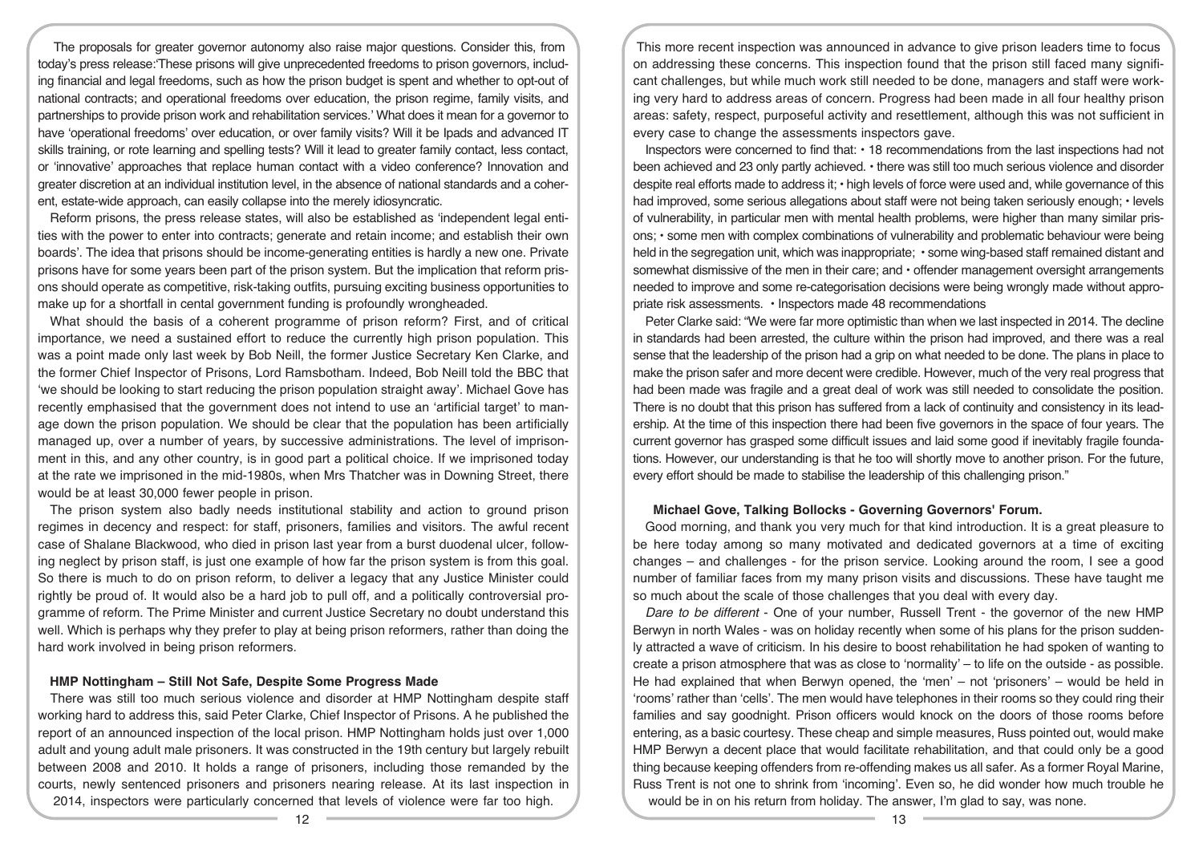The proposals for greater governor autonomy also raise major questions. Consider this, from today's press release:'These prisons will give unprecedented freedoms to prison governors, including financial and legal freedoms, such as how the prison budget is spent and whether to opt-out of national contracts; and operational freedoms over education, the prison regime, family visits, and partnerships to provide prison work and rehabilitation services.' What does it mean for a governor to have 'operational freedoms' over education, or over family visits? Will it be Ipads and advanced IT skills training, or rote learning and spelling tests? Will it lead to greater family contact, less contact, or 'innovative' approaches that replace human contact with a video conference? Innovation and greater discretion at an individual institution level, in the absence of national standards and a coherent, estate-wide approach, can easily collapse into the merely idiosyncratic.

Reform prisons, the press release states, will also be established as 'independent legal entities with the power to enter into contracts; generate and retain income; and establish their own boards'. The idea that prisons should be income-generating entities is hardly a new one. Private prisons have for some years been part of the prison system. But the implication that reform prisons should operate as competitive, risk-taking outfits, pursuing exciting business opportunities to make up for a shortfall in cental government funding is profoundly wrongheaded.

What should the basis of a coherent programme of prison reform? First, and of critical importance, we need a sustained effort to reduce the currently high prison population. This was a point made only last week by Bob Neill, the former Justice Secretary Ken Clarke, and the former Chief Inspector of Prisons, Lord Ramsbotham. Indeed, Bob Neill told the BBC that 'we should be looking to start reducing the prison population straight away'. Michael Gove has recently emphasised that the government does not intend to use an 'artificial target' to manage down the prison population. We should be clear that the population has been artificially managed up, over a number of years, by successive administrations. The level of imprisonment in this, and any other country, is in good part a political choice. If we imprisoned today at the rate we imprisoned in the mid-1980s, when Mrs Thatcher was in Downing Street, there would be at least 30,000 fewer people in prison.

The prison system also badly needs institutional stability and action to ground prison regimes in decency and respect: for staff, prisoners, families and visitors. The awful recent case of Shalane Blackwood, who died in prison last year from a burst duodenal ulcer, following neglect by prison staff, is just one example of how far the prison system is from this goal. So there is much to do on prison reform, to deliver a legacy that any Justice Minister could rightly be proud of. It would also be a hard job to pull off, and a politically controversial programme of reform. The Prime Minister and current Justice Secretary no doubt understand this well. Which is perhaps why they prefer to play at being prison reformers, rather than doing the hard work involved in being prison reformers.

## HMP Nottingham – Still Not Safe, Despite Some Progress Made

There was still too much serious violence and disorder at HMP Nottingham despite staff working hard to address this, said Peter Clarke, Chief Inspector of Prisons. A he published the report of an announced inspection of the local prison. HMP Nottingham holds just over 1,000 adult and young adult male prisoners. It was constructed in the 19th century but largely rebuilt between 2008 and 2010. It holds a range of prisoners, including those remanded by the courts, newly sentenced prisoners and prisoners nearing release. At its last inspection in 2014, inspectors were particularly concerned that levels of violence were far too high.

This more recent inspection was announced in advance to give prison leaders time to focus on addressing these concerns. This inspection found that the prison still faced many significant challenges, but while much work still needed to be done, managers and staff were working very hard to address areas of concern. Progress had been made in all four healthy prison areas: safety, respect, purposeful activity and resettlement, although this was not sufficient in every case to change the assessments inspectors gave.

Inspectors were concerned to find that:

- 18 recommendations from the last inspections had not been achieved and 23 only partly achieved.
- there was still too much serious violence and disorder despite real efforts made to address it;
- high levels of force were used and, while governance of this had improved, some serious allegations about staff were not being taken seriously enough;
- levels of vulnerability, in particular men with mental health problems, were higher than many similar prisons;
- some men with complex combinations of vulnerability and problematic behaviour were being held in the segregation unit, which was inappropriate;
- some wing-based staff remained distant and somewhat dismissive of the men in their care; and
- offender management oversight arrangements needed to improve and some re-categorisation decisions were being wrongly made without appropriate risk assessments.
- Inspectors made 48 recommendations

Peter Clarke said: "We were far more optimistic than when we last inspected in 2014. The decline in standards had been arrested, the culture within the prison had improved, and there was a real sense that the leadership of the prison had a grip on what needed to be done. The plans in place to make the prison safer and more decent were credible. However, much of the very real progress that had been made was fragile and a great deal of work was still needed to consolidate the position. There is no doubt that this prison has suffered from a lack of continuity and consistency in its leadership. At the time of this inspection there had been five governors in the space of four years. The current governor has grasped some difficult issues and laid some good if inevitably fragile foundations. However, our understanding is that he too will shortly move to another prison. For the future, every effort should be made to stabilise the leadership of this challenging prison."

## Michael Gove, Talking Bollocks - Governing Governors' Forum.

Good morning, and thank you very much for that kind introduction. It is a great pleasure to be here today among so many motivated and dedicated governors at a time of exciting changes – and challenges - for the prison service. Looking around the room, I see a good number of familiar faces from my many prison visits and discussions. These have taught me so much about the scale of those challenges that you deal with every day.

*Dare to be different* - One of your number, Russell Trent - the governor of the new HMP Berwyn in north Wales - was on holiday recently when some of his plans for the prison suddenly attracted a wave of criticism. In his desire to boost rehabilitation he had spoken of wanting to create a prison atmosphere that was as close to 'normality' – to life on the outside - as possible. He had explained that when Berwyn opened, the 'men' – not 'prisoners' – would be held in 'rooms' rather than 'cells'. The men would have telephones in their rooms so they could ring their families and say goodnight. Prison officers would knock on the doors of those rooms before entering, as a basic courtesy. These cheap and simple measures, Russ pointed out, would make HMP Berwyn a decent place that would facilitate rehabilitation, and that could only be a good thing because keeping offenders from re-offending makes us all safer. As a former Royal Marine, Russ Trent is not one to shrink from 'incoming'. Even so, he did wonder how much trouble he would be in on his return from holiday. The answer, I'm glad to say, was none.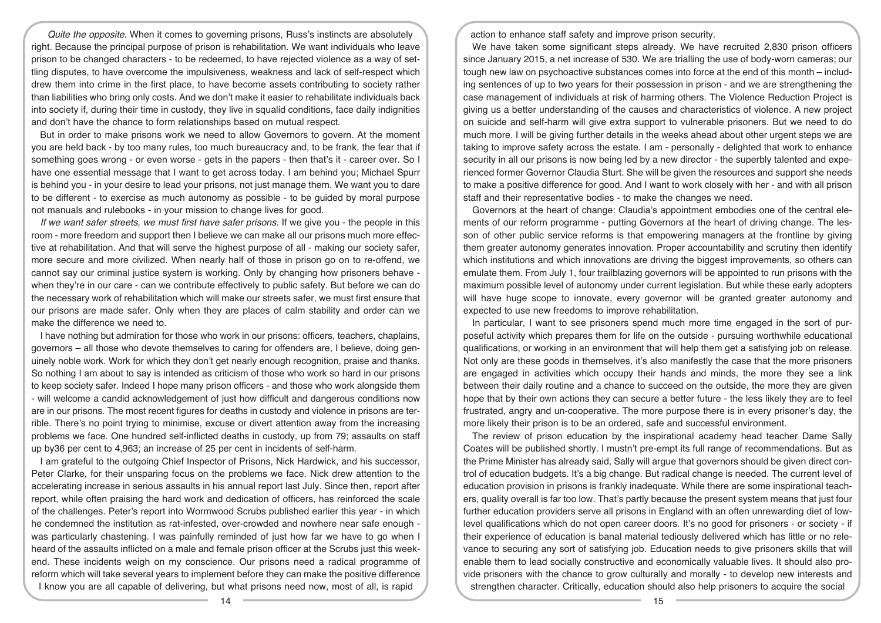*Quite the opposite*. When it comes to governing prisons, Russ's instincts are absolutely right. Because the principal purpose of prison is rehabilitation. We want individuals who leave prison to be changed characters - to be redeemed, to have rejected violence as a way of settling disputes, to have overcome the impulsiveness, weakness and lack of self-respect which drew them into crime in the first place, to have become assets contributing to society rather than liabilities who bring only costs. And we don't make it easier to rehabilitate individuals back into society if, during their time in custody, they live in squalid conditions, face daily indignities and don't have the chance to form relationships based on mutual respect.

But in order to make prisons work we need to allow Governors to govern. At the moment you are held back - by too many rules, too much bureaucracy and, to be frank, the fear that if something goes wrong - or even worse - gets in the papers - then that's it - career over. So I have one essential message that I want to get across today. I am behind you; Michael Spurr is behind you - in your desire to lead your prisons, not just manage them. We want you to dare to be different - to exercise as much autonomy as possible - to be guided by moral purpose not manuals and rulebooks - in your mission to change lives for good.

*If we want safer streets, we must first have safer prisons.* If we give you - the people in this room - more freedom and support then I believe we can make all our prisons much more effective at rehabilitation. And that will serve the highest purpose of all - making our society safer, more secure and more civilized. When nearly half of those in prison go on to re-offend, we cannot say our criminal justice system is working. Only by changing how prisoners behave - when they're in our care - can we contribute effectively to public safety. But before we can do the necessary work of rehabilitation which will make our streets safer, we must first ensure that our prisons are made safer. Only when they are places of calm stability and order can we make the difference we need to.

I have nothing but admiration for those who work in our prisons: officers, teachers, chaplains, governors – all those who devote themselves to caring for offenders are, I believe, doing genuinely noble work. Work for which they don't get nearly enough recognition, praise and thanks. So nothing I am about to say is intended as criticism of those who work so hard in our prisons to keep society safer. Indeed I hope many prison officers - and those who work alongside them - will welcome a candid acknowledgement of just how difficult and dangerous conditions now are in our prisons. The most recent figures for deaths in custody and violence in prisons are terrible. There's no point trying to minimise, excuse or divert attention away from the increasing problems we face. One hundred self-inflicted deaths in custody, up from 79; assaults on staff up by36 per cent to 4,963; an increase of 25 per cent in incidents of self-harm.

I am grateful to the outgoing Chief Inspector of Prisons, Nick Hardwick, and his successor, Peter Clarke, for their unsparing focus on the problems we face. Nick drew attention to the accelerating increase in serious assaults in his annual report last July. Since then, report after report, while often praising the hard work and dedication of officers, has reinforced the scale of the challenges. Peter's report into Wormwood Scrubs published earlier this year - in which he condemned the institution as rat-infested, over-crowded and nowhere near safe enough - was particularly chastening. I was painfully reminded of just how far we have to go when I heard of the assaults inflicted on a male and female prison officer at the Scrubs just this weekend. These incidents weigh on my conscience. Our prisons need a radical programme of reform which will take several years to implement before they can make the positive difference I know you are all capable of delivering, but what prisons need now, most of all, is rapid action to enhance staff safety and improve prison security.

We have taken some significant steps already. We have recruited 2,830 prison officers since January 2015, a net increase of 530. We are trialling the use of body-worn cameras; our tough new law on psychoactive substances comes into force at the end of this month – including sentences of up to two years for their possession in prison - and we are strengthening the case management of individuals at risk of harming others. The Violence Reduction Project is giving us a better understanding of the causes and characteristics of violence. A new project on suicide and self-harm will give extra support to vulnerable prisoners. But we need to do much more. I will be giving further details in the weeks ahead about other urgent steps we are taking to improve safety across the estate. I am - personally - delighted that work to enhance security in all our prisons is now being led by a new director - the superbly talented and experienced former Governor Claudia Sturt. She will be given the resources and support she needs to make a positive difference for good. And I want to work closely with her - and with all prison staff and their representative bodies - to make the changes we need.

Governors at the heart of change: Claudia's appointment embodies one of the central elements of our reform programme - putting Governors at the heart of driving change. The lesson of other public service reforms is that empowering managers at the frontline by giving them greater autonomy generates innovation. Proper accountability and scrutiny then identify which institutions and which innovations are driving the biggest improvements, so others can emulate them. From July 1, four trailblazing governors will be appointed to run prisons with the maximum possible level of autonomy under current legislation. But while these early adopters will have huge scope to innovate, every governor will be granted greater autonomy and expected to use new freedoms to improve rehabilitation.

In particular, I want to see prisoners spend much more time engaged in the sort of purposeful activity which prepares them for life on the outside - pursuing worthwhile educational qualifications, or working in an environment that will help them get a satisfying job on release. Not only are these goods in themselves, it's also manifestly the case that the more prisoners are engaged in activities which occupy their hands and minds, the more they see a link between their daily routine and a chance to succeed on the outside, the more they are given hope that by their own actions they can secure a better future - the less likely they are to feel frustrated, angry and un-cooperative. The more purpose there is in every prisoner's day, the more likely their prison is to be an ordered, safe and successful environment.

The review of prison education by the inspirational academy head teacher Dame Sally Coates will be published shortly. I mustn't pre-empt its full range of recommendations. But as the Prime Minister has already said, Sally will argue that governors should be given direct control of education budgets. It's a big change. But radical change is needed. The current level of education provision in prisons is frankly inadequate. While there are some inspirational teachers, quality overall is far too low. That's partly because the present system means that just four further education providers serve all prisons in England with an often unrewarding diet of low-level qualifications which do not open career doors. It's no good for prisoners - or society - if their experience of education is banal material tediously delivered which has little or no relevance to securing any sort of satisfying job. Education needs to give prisoners skills that will enable them to lead socially constructive and economically valuable lives. It should also provide prisoners with the chance to grow culturally and morally - to develop new interests and strengthen character. Critically, education should also help prisoners to acquire the social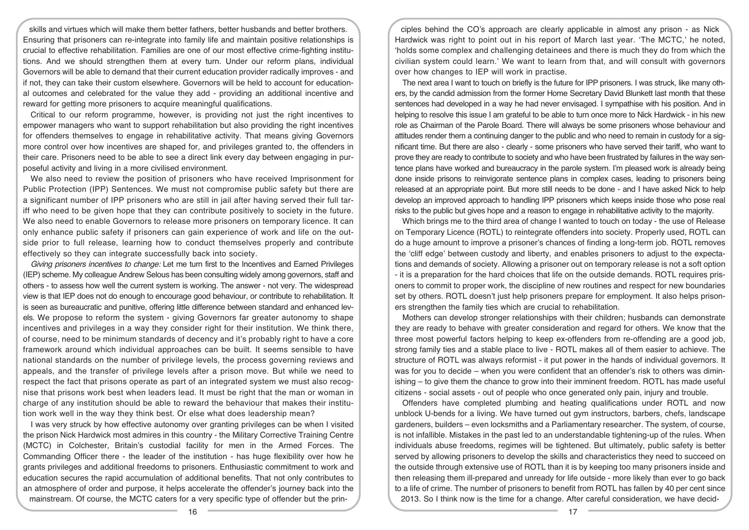skills and virtues which will make them better fathers, better husbands and better brothers. Ensuring that prisoners can re-integrate into family life and maintain positive relationships is crucial to effective rehabilitation. Families are one of our most effective crime-fighting institutions. And we should strengthen them at every turn. Under our reform plans, individual Governors will be able to demand that their current education provider radically improves - and if not, they can take their custom elsewhere. Governors will be held to account for educational outcomes and celebrated for the value they add - providing an additional incentive and reward for getting more prisoners to acquire meaningful qualifications.

Critical to our reform programme, however, is providing not just the right incentives to empower managers who want to support rehabilitation but also providing the right incentives for offenders themselves to engage in rehabilitative activity. That means giving Governors more control over how incentives are shaped for, and privileges granted to, the offenders in their care. Prisoners need to be able to see a direct link every day between engaging in purposeful activity and living in a more civilised environment.

We also need to review the position of prisoners who have received Imprisonment for Public Protection (IPP) Sentences. We must not compromise public safety but there are a significant number of IPP prisoners who are still in jail after having served their full tariff who need to be given hope that they can contribute positively to society in the future. We also need to enable Governors to release more prisoners on temporary licence. It can only enhance public safety if prisoners can gain experience of work and life on the outside prior to full release, learning how to conduct themselves properly and contribute effectively so they can integrate successfully back into society.

*Giving prisoners incentives to change:* Let me turn first to the Incentives and Earned Privileges (IEP) scheme. My colleague Andrew Selous has been consulting widely among governors, staff and others - to assess how well the current system is working. The answer - not very. The widespread view is that IEP does not do enough to encourage good behaviour, or contribute to rehabilitation. It is seen as bureaucratic and punitive, offering little difference between standard and enhanced levels. We propose to reform the system - giving Governors far greater autonomy to shape incentives and privileges in a way they consider right for their institution. We think there, of course, need to be minimum standards of decency and it's probably right to have a core framework around which individual approaches can be built. It seems sensible to have national standards on the number of privilege levels, the process governing reviews and appeals, and the transfer of privilege levels after a prison move. But while we need to respect the fact that prisons operate as part of an integrated system we must also recognise that prisons work best when leaders lead. It must be right that the man or woman in charge of any institution should be able to reward the behaviour that makes their institution work well in the way they think best. Or else what does leadership mean?

I was very struck by how effective autonomy over granting privileges can be when I visited the prison Nick Hardwick most admires in this country - the Military Corrective Training Centre (MCTC) in Colchester, Britain's custodial facility for men in the Armed Forces. The Commanding Officer there - the leader of the institution - has huge flexibility over how he grants privileges and additional freedoms to prisoners. Enthusiastic commitment to work and education secures the rapid accumulation of additional benefits. That not only contributes to an atmosphere of order and purpose, it helps accelerate the offender's journey back into the mainstream. Of course, the MCTC caters for a very specific type of offender but the principles behind the CO's approach are clearly applicable in almost any prison - as Nick Hardwick was right to point out in his report of March last year. 'The MCTC,' he noted, 'holds some complex and challenging detainees and there is much they do from which the civilian system could learn.' We want to learn from that, and will consult with governors over how changes to IEP will work in practise.

The next area I want to touch on briefly is the future for IPP prisoners. I was struck, like many others, by the candid admission from the former Home Secretary David Blunkett last month that these sentences had developed in a way he had never envisaged. I sympathise with his position. And in helping to resolve this issue I am grateful to be able to turn once more to Nick Hardwick - in his new role as Chairman of the Parole Board. There will always be some prisoners whose behaviour and attitudes render them a continuing danger to the public and who need to remain in custody for a significant time. But there are also - clearly - some prisoners who have served their tariff, who want to prove they are ready to contribute to society and who have been frustrated by failures in the way sentence plans have worked and bureaucracy in the parole system. I'm pleased work is already being done inside prisons to reinvigorate sentence plans in complex cases, leading to prisoners being released at an appropriate point. But more still needs to be done - and I have asked Nick to help develop an improved approach to handling IPP prisoners which keeps inside those who pose real risks to the public but gives hope and a reason to engage in rehabilitative activity to the majority.

Which brings me to the third area of change I wanted to touch on today - the use of Release on Temporary Licence (ROTL) to reintegrate offenders into society. Properly used, ROTL can do a huge amount to improve a prisoner's chances of finding a long-term job. ROTL removes the 'cliff edge' between custody and liberty, and enables prisoners to adjust to the expectations and demands of society. Allowing a prisoner out on temporary release is not a soft option - it is a preparation for the hard choices that life on the outside demands. ROTL requires prisoners to commit to proper work, the discipline of new routines and respect for new boundaries set by others. ROTL doesn't just help prisoners prepare for employment. It also helps prisoners strengthen the family ties which are crucial to rehabilitation.

Mothers can develop stronger relationships with their children; husbands can demonstrate they are ready to behave with greater consideration and regard for others. We know that the three most powerful factors helping to keep ex-offenders from re-offending are a good job, strong family ties and a stable place to live - ROTL makes all of them easier to achieve. The structure of ROTL was always reformist - it put power in the hands of individual governors. It was for you to decide – when you were confident that an offender's risk to others was diminishing – to give them the chance to grow into their imminent freedom. ROTL has made useful citizens - social assets - out of people who once generated only pain, injury and trouble.

Offenders have completed plumbing and heating qualifications under ROTL and now unblock U-bends for a living. We have turned out gym instructors, barbers, chefs, landscape gardeners, builders – even locksmiths and a Parliamentary researcher. The system, of course, is not infallible. Mistakes in the past led to an understandable tightening-up of the rules. When individuals abuse freedoms, regimes will be tightened. But ultimately, public safety is better served by allowing prisoners to develop the skills and characteristics they need to succeed on the outside through extensive use of ROTL than it is by keeping too many prisoners inside and then releasing them ill-prepared and unready for life outside - more likely than ever to go back to a life of crime. The number of prisoners to benefit from ROTL has fallen by 40 per cent since 2013. So I think now is the time for a change. After careful consideration, we have decid-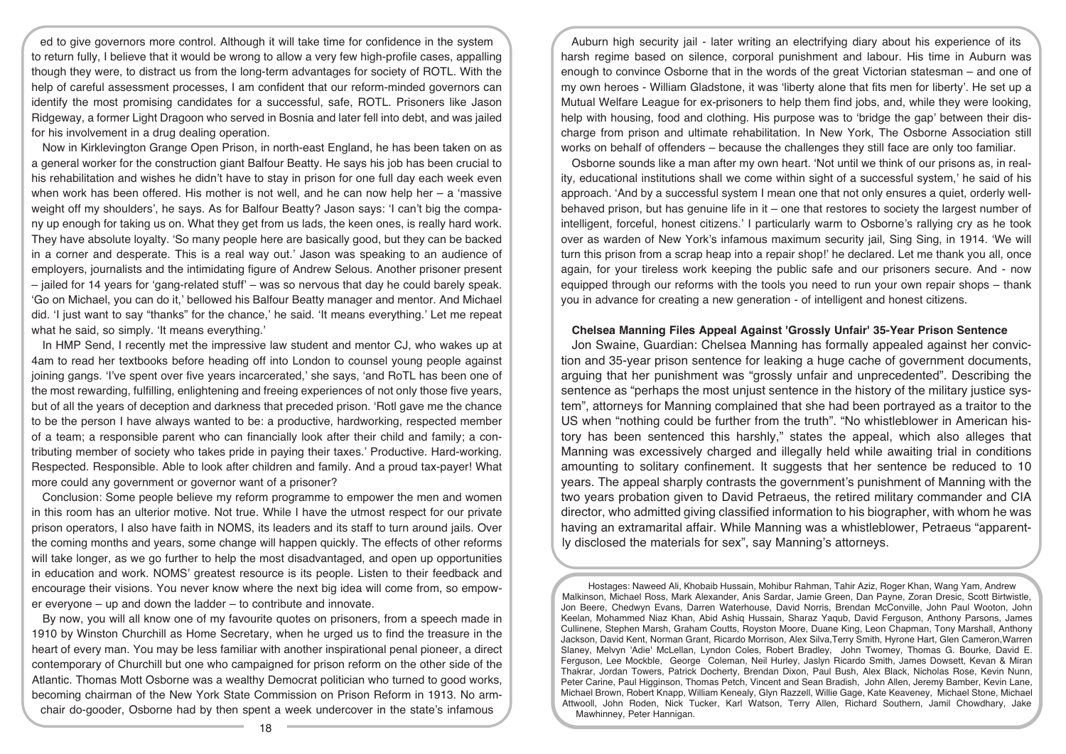ed to give governors more control. Although it will take time for confidence in the system to return fully, I believe that it would be wrong to allow a very few high-profile cases, appalling though they were, to distract us from the long-term advantages for society of ROTL. With the help of careful assessment processes, I am confident that our reform-minded governors can identify the most promising candidates for a successful, safe, ROTL. Prisoners like Jason Ridgeway, a former Light Dragoon who served in Bosnia and later fell into debt, and was jailed for his involvement in a drug dealing operation.

Now in Kirklevington Grange Open Prison, in north-east England, he has been taken on as a general worker for the construction giant Balfour Beatty. He says his job has been crucial to his rehabilitation and wishes he didn't have to stay in prison for one full day each week even when work has been offered. His mother is not well, and he can now help her – a 'massive weight off my shoulders', he says. As for Balfour Beatty? Jason says: 'I can't big the company up enough for taking us on. What they get from us lads, the keen ones, is really hard work. They have absolute loyalty. 'So many people here are basically good, but they can be backed in a corner and desperate. This is a real way out.' Jason was speaking to an audience of employers, journalists and the intimidating figure of Andrew Selous. Another prisoner present – jailed for 14 years for 'gang-related stuff' – was so nervous that day he could barely speak. 'Go on Michael, you can do it,' bellowed his Balfour Beatty manager and mentor. And Michael did. 'I just want to say "thanks" for the chance,' he said. 'It means everything.' Let me repeat what he said, so simply. 'It means everything.'

In HMP Send, I recently met the impressive law student and mentor CJ, who wakes up at 4am to read her textbooks before heading off into London to counsel young people against joining gangs. 'I've spent over five years incarcerated,' she says, 'and RoTL has been one of the most rewarding, fulfilling, enlightening and freeing experiences of not only those five years, but of all the years of deception and darkness that preceded prison. 'Rotl gave me the chance to be the person I have always wanted to be: a productive, hardworking, respected member of a team; a responsible parent who can financially look after their child and family; a contributing member of society who takes pride in paying their taxes.' Productive. Hard-working. Respected. Responsible. Able to look after children and family. And a proud tax-payer! What more could any government or governor want of a prisoner?

Conclusion: Some people believe my reform programme to empower the men and women in this room has an ulterior motive. Not true. While I have the utmost respect for our private prison operators, I also have faith in NOMS, its leaders and its staff to turn around jails. Over the coming months and years, some change will happen quickly. The effects of other reforms will take longer, as we go further to help the most disadvantaged, and open up opportunities in education and work. NOMS' greatest resource is its people. Listen to their feedback and encourage their visions. You never know where the next big idea will come from, so empower everyone – up and down the ladder – to contribute and innovate.

By now, you will all know one of my favourite quotes on prisoners, from a speech made in 1910 by Winston Churchill as Home Secretary, when he urged us to find the treasure in the heart of every man. You may be less familiar with another inspirational penal pioneer, a direct contemporary of Churchill but one who campaigned for prison reform on the other side of the Atlantic. Thomas Mott Osborne was a wealthy Democrat politician who turned to good works, becoming chairman of the New York State Commission on Prison Reform in 1913. No armchair do-gooder, Osborne had by then spent a week undercover in the state's infamous Auburn high security jail - later writing an electrifying diary about his experience of its harsh regime based on silence, corporal punishment and labour. His time in Auburn was enough to convince Osborne that in the words of the great Victorian statesman – and one of my own heroes - William Gladstone, it was 'liberty alone that fits men for liberty'. He set up a Mutual Welfare League for ex-prisoners to help them find jobs, and, while they were looking, help with housing, food and clothing. His purpose was to 'bridge the gap' between their discharge from prison and ultimate rehabilitation. In New York, The Osborne Association still works on behalf of offenders – because the challenges they still face are only too familiar.

Osborne sounds like a man after my own heart. 'Not until we think of our prisons as, in reality, educational institutions shall we come within sight of a successful system,' he said of his approach. 'And by a successful system I mean one that not only ensures a quiet, orderly well-behaved prison, but has genuine life in it – one that restores to society the largest number of intelligent, forceful, honest citizens.' I particularly warm to Osborne's rallying cry as he took over as warden of New York's infamous maximum security jail, Sing Sing, in 1914. 'We will turn this prison from a scrap heap into a repair shop!' he declared. Let me thank you all, once again, for your tireless work keeping the public safe and our prisoners secure. And - now equipped through our reforms with the tools you need to run your own repair shops – thank you in advance for creating a new generation - of intelligent and honest citizens.

**Chelsea Manning Files Appeal Against 'Grossly Unfair' 35-Year Prison Sentence**

Jon Swaine, Guardian: Chelsea Manning has formally appealed against her conviction and 35-year prison sentence for leaking a huge cache of government documents, arguing that her punishment was "grossly unfair and unprecedented". Describing the sentence as "perhaps the most unjust sentence in the history of the military justice system", attorneys for Manning complained that she had been portrayed as a traitor to the US when "nothing could be further from the truth". "No whistleblower in American history has been sentenced this harshly," states the appeal, which also alleges that Manning was excessively charged and illegally held while awaiting trial in conditions amounting to solitary confinement. It suggests that her sentence be reduced to 10 years. The appeal sharply contrasts the government's punishment of Manning with the two years probation given to David Petraeus, the retired military commander and CIA director, who admitted giving classified information to his biographer, with whom he was having an extramarital affair. While Manning was a whistleblower, Petraeus "apparently disclosed the materials for sex", say Manning's attorneys.

Hostages: Naweed Ali, Khobaib Hussain, Mohibur Rahman, Tahir Aziz, Roger Khan, Wang Yam, Andrew Malkinson, Michael Ross, Mark Alexander, Anis Sardar, Jamie Green, Dan Payne, Zoran Dresic, Scott Birtwistle, Jon Beere, Chedwyn Evans, Darren Waterhouse, David Norris, Brendan McConville, John Paul Wooton, John Keelan, Mohammed Niaz Khan, Abid Ashiq Hussain, Sharaz Yaqub, David Ferguson, Anthony Parsons, James Cullinene, Stephen Marsh, Graham Coutts, Royston Moore, Duane King, Leon Chapman, Tony Marshall, Anthony Jackson, David Kent, Norman Grant, Ricardo Morrison, Alex Silva,Terry Smith, Hyrone Hart, Glen Cameron,Warren Slaney, Melvyn 'Adie' McLellan, Lyndon Coles, Robert Bradley, John Twomey, Thomas G. Bourke, David E. Ferguson, Lee Mockble, George Coleman, Neil Hurley, Jaslyn Ricardo Smith, James Dowsett, Kevan & Miran Thakrar, Jordan Towers, Patrick Docherty, Brendan Dixon, Paul Bush, Alex Black, Nicholas Rose, Kevin Nunn, Peter Carine, Paul Higginson, Thomas Petch, Vincent and Sean Bradish, John Allen, Jeremy Bamber, Kevin Lane, Michael Brown, Robert Knapp, William Kenealy, Glyn Razzell, Willie Gage, Kate Keaveney, Michael Stone, Michael Attwooll, John Roden, Nick Tucker, Karl Watson, Terry Allen, Richard Southern, Jamil Chowdhary, Jake Mawhinney, Peter Hannigan.